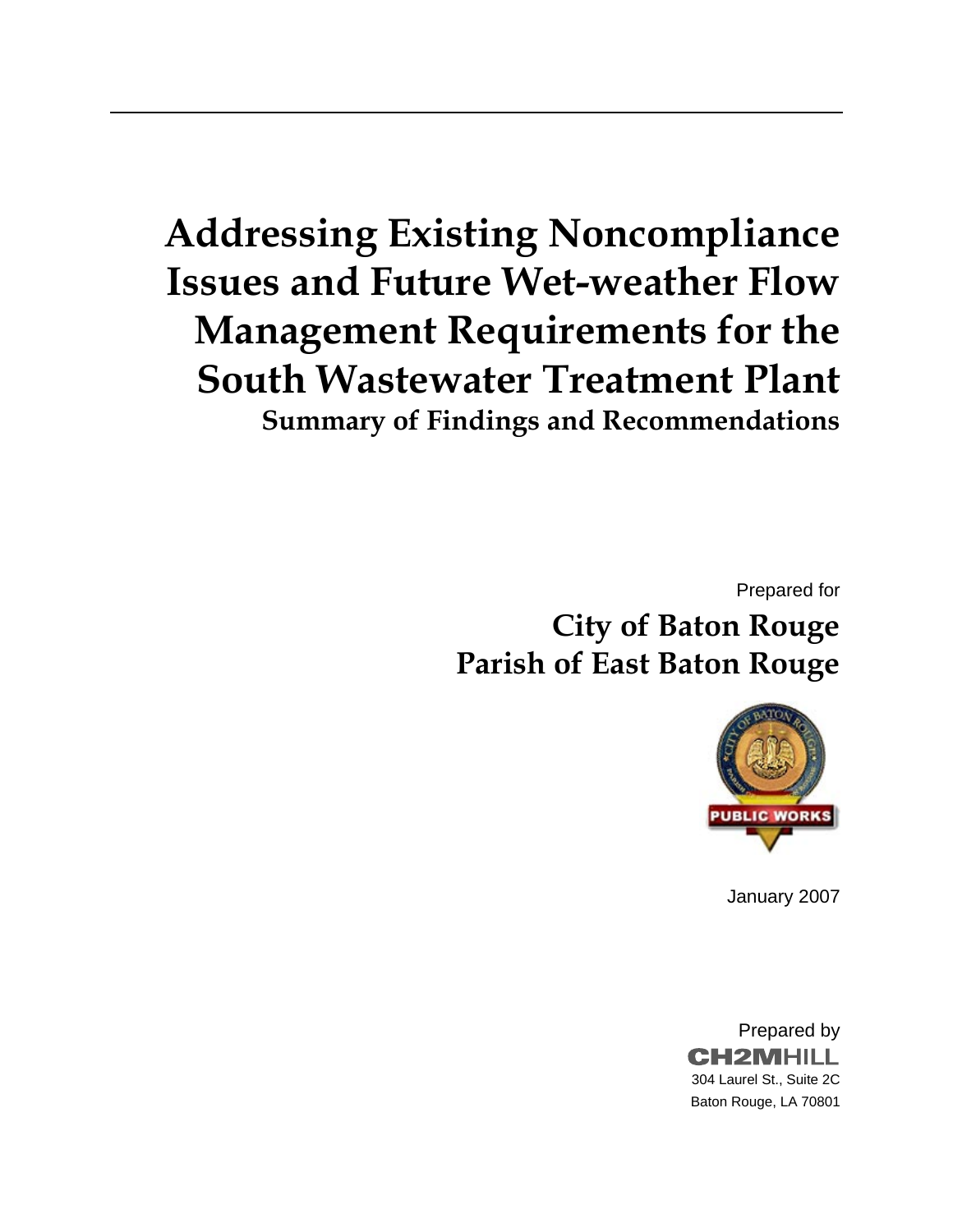# Addressing Existing Noncompliance Issues and Future Wet-weather Flow Management Requirements for the South Wastewater Treatment Plant

## Summary of Findings and Recommendations

Prepared for

**City of Baton Rouge**
**Parish of East Baton Rouge**

PUBLIC WORKS

January 2007

Prepared by
CH2MHILL
304 Laurel St., Suite 2C
Baton Rouge, LA 70801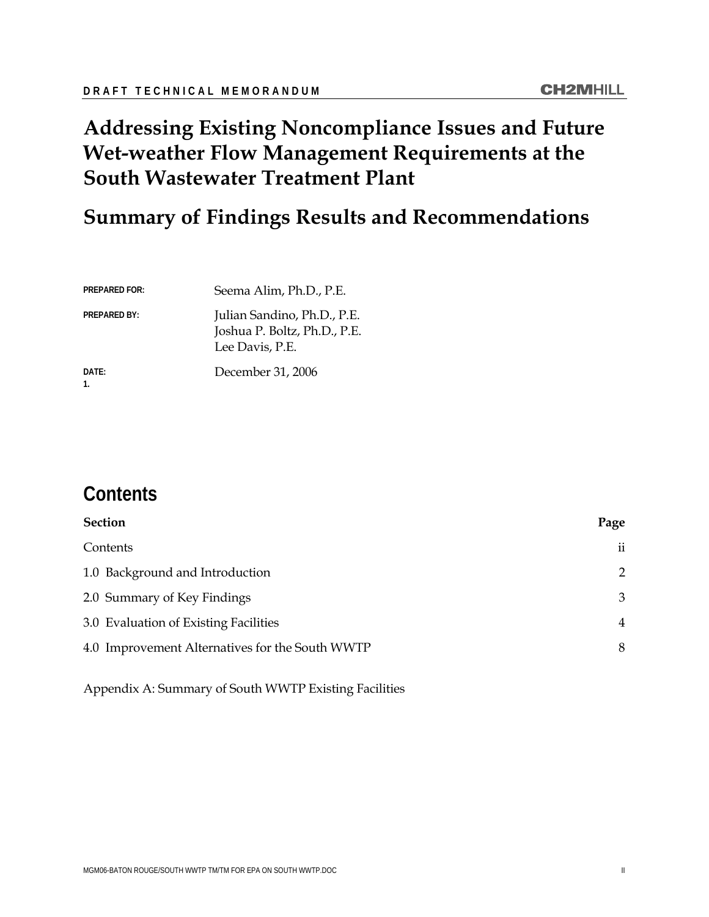DRAFT TECHNICAL MEMORANDUM

# Addressing Existing Noncompliance Issues and Future Wet-weather Flow Management Requirements at the South Wastewater Treatment Plant

## Summary of Findings Results and Recommendations

| | |
|---|---|
| PREPARED FOR: | Seema Alim, Ph.D., P.E. |
| PREPARED BY: | Julian Sandino, Ph.D., P.E.<br>Joshua P. Boltz, Ph.D., P.E.<br>Lee Davis, P.E. |
| DATE: | December 31, 2006 |

1.

## Contents

| Section | Page |
|---|---|
| Contents | ii |
| 1.0 Background and Introduction | 2 |
| 2.0 Summary of Key Findings | 3 |
| 3.0 Evaluation of Existing Facilities | 4 |
| 4.0 Improvement Alternatives for the South WWTP | 8 |

Appendix A: Summary of South WWTP Existing Facilities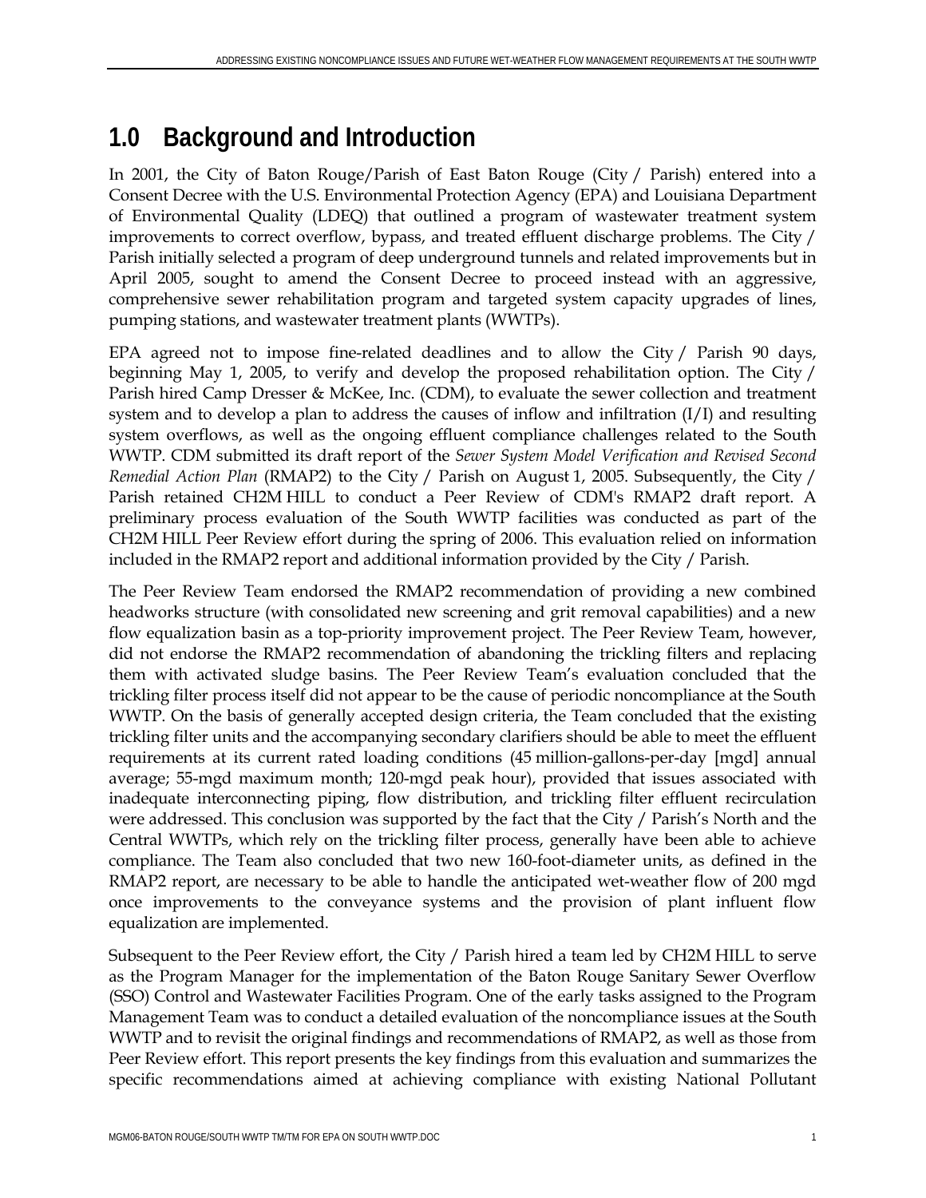# 1.0 Background and Introduction

In 2001, the City of Baton Rouge/Parish of East Baton Rouge (City / Parish) entered into a Consent Decree with the U.S. Environmental Protection Agency (EPA) and Louisiana Department of Environmental Quality (LDEQ) that outlined a program of wastewater treatment system improvements to correct overflow, bypass, and treated effluent discharge problems. The City / Parish initially selected a program of deep underground tunnels and related improvements but in April 2005, sought to amend the Consent Decree to proceed instead with an aggressive, comprehensive sewer rehabilitation program and targeted system capacity upgrades of lines, pumping stations, and wastewater treatment plants (WWTPs).

EPA agreed not to impose fine-related deadlines and to allow the City / Parish 90 days, beginning May 1, 2005, to verify and develop the proposed rehabilitation option. The City / Parish hired Camp Dresser & McKee, Inc. (CDM), to evaluate the sewer collection and treatment system and to develop a plan to address the causes of inflow and infiltration (I/I) and resulting system overflows, as well as the ongoing effluent compliance challenges related to the South WWTP. CDM submitted its draft report of the *Sewer System Model Verification and Revised Second Remedial Action Plan* (RMAP2) to the City / Parish on August 1, 2005. Subsequently, the City / Parish retained CH2M HILL to conduct a Peer Review of CDM's RMAP2 draft report. A preliminary process evaluation of the South WWTP facilities was conducted as part of the CH2M HILL Peer Review effort during the spring of 2006. This evaluation relied on information included in the RMAP2 report and additional information provided by the City / Parish.

The Peer Review Team endorsed the RMAP2 recommendation of providing a new combined headworks structure (with consolidated new screening and grit removal capabilities) and a new flow equalization basin as a top-priority improvement project. The Peer Review Team, however, did not endorse the RMAP2 recommendation of abandoning the trickling filters and replacing them with activated sludge basins. The Peer Review Team's evaluation concluded that the trickling filter process itself did not appear to be the cause of periodic noncompliance at the South WWTP. On the basis of generally accepted design criteria, the Team concluded that the existing trickling filter units and the accompanying secondary clarifiers should be able to meet the effluent requirements at its current rated loading conditions (45 million-gallons-per-day [mgd] annual average; 55-mgd maximum month; 120-mgd peak hour), provided that issues associated with inadequate interconnecting piping, flow distribution, and trickling filter effluent recirculation were addressed. This conclusion was supported by the fact that the City / Parish's North and the Central WWTPs, which rely on the trickling filter process, generally have been able to achieve compliance. The Team also concluded that two new 160-foot-diameter units, as defined in the RMAP2 report, are necessary to be able to handle the anticipated wet-weather flow of 200 mgd once improvements to the conveyance systems and the provision of plant influent flow equalization are implemented.

Subsequent to the Peer Review effort, the City / Parish hired a team led by CH2M HILL to serve as the Program Manager for the implementation of the Baton Rouge Sanitary Sewer Overflow (SSO) Control and Wastewater Facilities Program. One of the early tasks assigned to the Program Management Team was to conduct a detailed evaluation of the noncompliance issues at the South WWTP and to revisit the original findings and recommendations of RMAP2, as well as those from Peer Review effort. This report presents the key findings from this evaluation and summarizes the specific recommendations aimed at achieving compliance with existing National Pollutant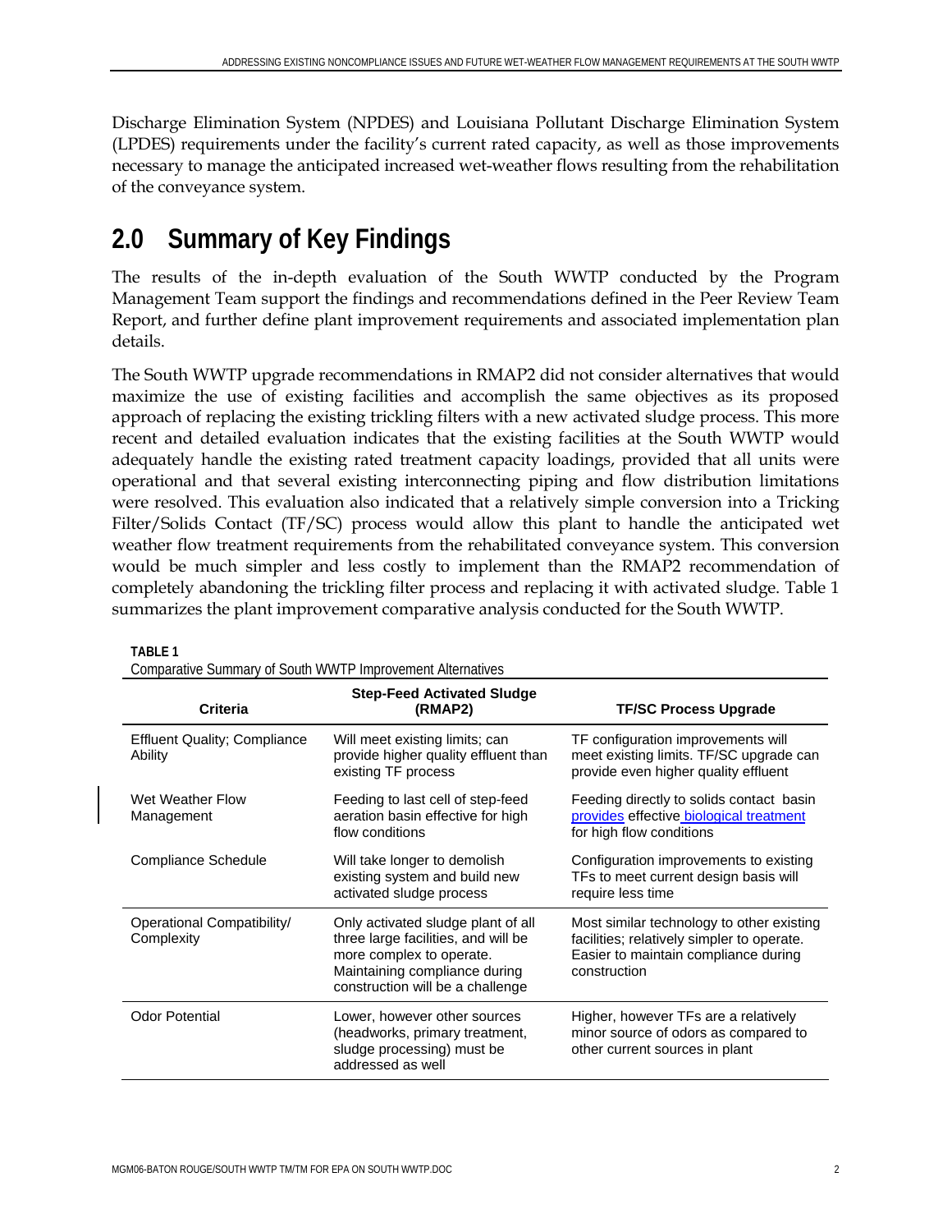Discharge Elimination System (NPDES) and Louisiana Pollutant Discharge Elimination System (LPDES) requirements under the facility's current rated capacity, as well as those improvements necessary to manage the anticipated increased wet-weather flows resulting from the rehabilitation of the conveyance system.

## 2.0 Summary of Key Findings

The results of the in-depth evaluation of the South WWTP conducted by the Program Management Team support the findings and recommendations defined in the Peer Review Team Report, and further define plant improvement requirements and associated implementation plan details.

The South WWTP upgrade recommendations in RMAP2 did not consider alternatives that would maximize the use of existing facilities and accomplish the same objectives as its proposed approach of replacing the existing trickling filters with a new activated sludge process. This more recent and detailed evaluation indicates that the existing facilities at the South WWTP would adequately handle the existing rated treatment capacity loadings, provided that all units were operational and that several existing interconnecting piping and flow distribution limitations were resolved. This evaluation also indicated that a relatively simple conversion into a Tricking Filter/Solids Contact (TF/SC) process would allow this plant to handle the anticipated wet weather flow treatment requirements from the rehabilitated conveyance system. This conversion would be much simpler and less costly to implement than the RMAP2 recommendation of completely abandoning the trickling filter process and replacing it with activated sludge. Table 1 summarizes the plant improvement comparative analysis conducted for the South WWTP.

**TABLE 1**
Comparative Summary of South WWTP Improvement Alternatives

| Criteria | Step-Feed Activated Sludge (RMAP2) | TF/SC Process Upgrade |
|---|---|---|
| Effluent Quality; Compliance Ability | Will meet existing limits; can provide higher quality effluent than existing TF process | TF configuration improvements will meet existing limits. TF/SC upgrade can provide even higher quality effluent |
| Wet Weather Flow Management | Feeding to last cell of step-feed aeration basin effective for high flow conditions | Feeding directly to solids contact basin provides effective biological treatment for high flow conditions |
| Compliance Schedule | Will take longer to demolish existing system and build new activated sludge process | Configuration improvements to existing TFs to meet current design basis will require less time |
| Operational Compatibility/ Complexity | Only activated sludge plant of all three large facilities, and will be more complex to operate. Maintaining compliance during construction will be a challenge | Most similar technology to other existing facilities; relatively simpler to operate. Easier to maintain compliance during construction |
| Odor Potential | Lower, however other sources (headworks, primary treatment, sludge processing) must be addressed as well | Higher, however TFs are a relatively minor source of odors as compared to other current sources in plant |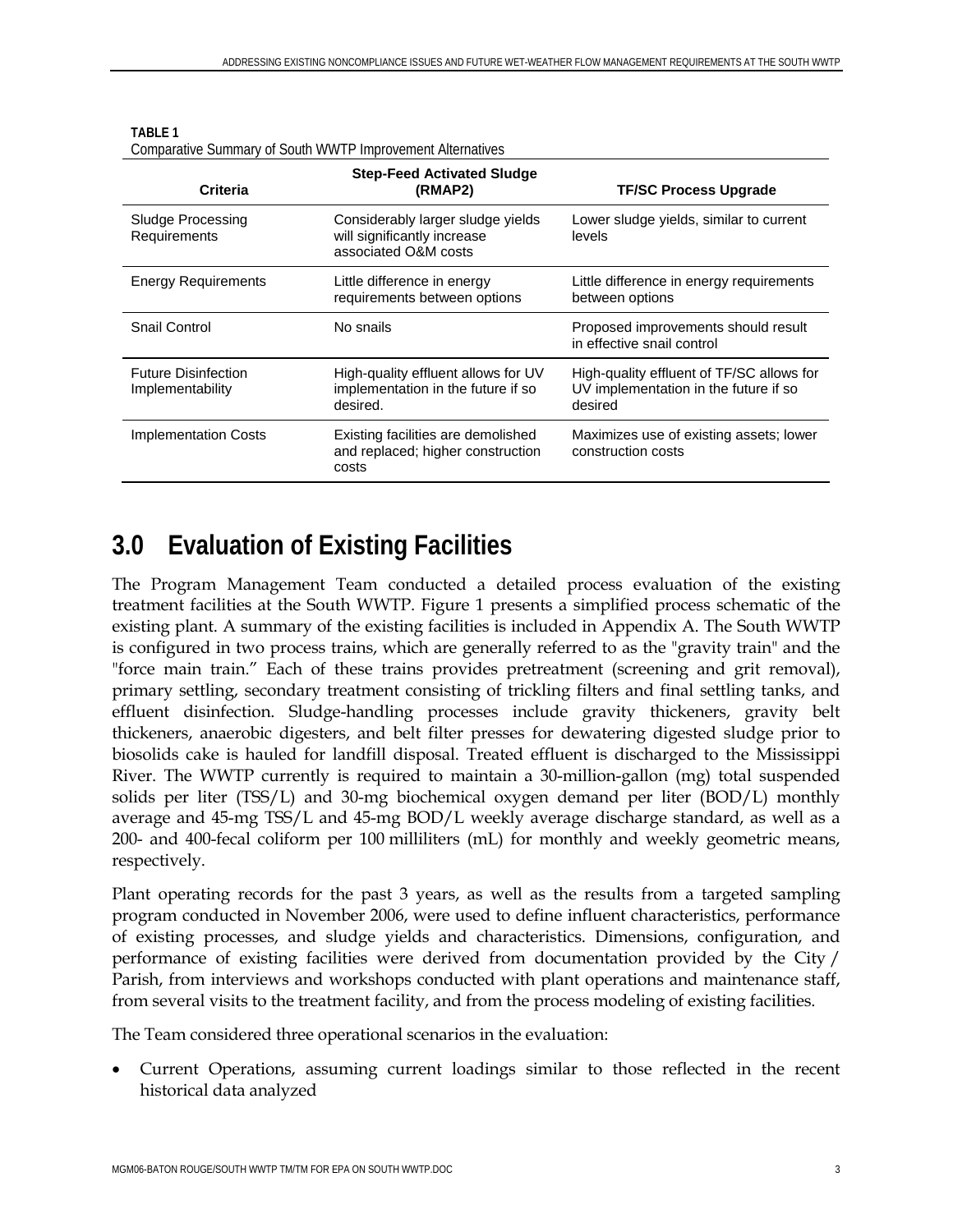**TABLE 1**
Comparative Summary of South WWTP Improvement Alternatives

| Criteria | Step-Feed Activated Sludge (RMAP2) | TF/SC Process Upgrade |
|---|---|---|
| Sludge Processing Requirements | Considerably larger sludge yields will significantly increase associated O&M costs | Lower sludge yields, similar to current levels |
| Energy Requirements | Little difference in energy requirements between options | Little difference in energy requirements between options |
| Snail Control | No snails | Proposed improvements should result in effective snail control |
| Future Disinfection Implementability | High-quality effluent allows for UV implementation in the future if so desired. | High-quality effluent of TF/SC allows for UV implementation in the future if so desired |
| Implementation Costs | Existing facilities are demolished and replaced; higher construction costs | Maximizes use of existing assets; lower construction costs |

# 3.0 Evaluation of Existing Facilities

The Program Management Team conducted a detailed process evaluation of the existing treatment facilities at the South WWTP. Figure 1 presents a simplified process schematic of the existing plant. A summary of the existing facilities is included in Appendix A. The South WWTP is configured in two process trains, which are generally referred to as the "gravity train" and the "force main train." Each of these trains provides pretreatment (screening and grit removal), primary settling, secondary treatment consisting of trickling filters and final settling tanks, and effluent disinfection. Sludge-handling processes include gravity thickeners, gravity belt thickeners, anaerobic digesters, and belt filter presses for dewatering digested sludge prior to biosolids cake is hauled for landfill disposal. Treated effluent is discharged to the Mississippi River. The WWTP currently is required to maintain a 30-million-gallon (mg) total suspended solids per liter (TSS/L) and 30-mg biochemical oxygen demand per liter (BOD/L) monthly average and 45-mg TSS/L and 45-mg BOD/L weekly average discharge standard, as well as a 200- and 400-fecal coliform per 100 milliliters (mL) for monthly and weekly geometric means, respectively.

Plant operating records for the past 3 years, as well as the results from a targeted sampling program conducted in November 2006, were used to define influent characteristics, performance of existing processes, and sludge yields and characteristics. Dimensions, configuration, and performance of existing facilities were derived from documentation provided by the City / Parish, from interviews and workshops conducted with plant operations and maintenance staff, from several visits to the treatment facility, and from the process modeling of existing facilities.

The Team considered three operational scenarios in the evaluation:

- Current Operations, assuming current loadings similar to those reflected in the recent historical data analyzed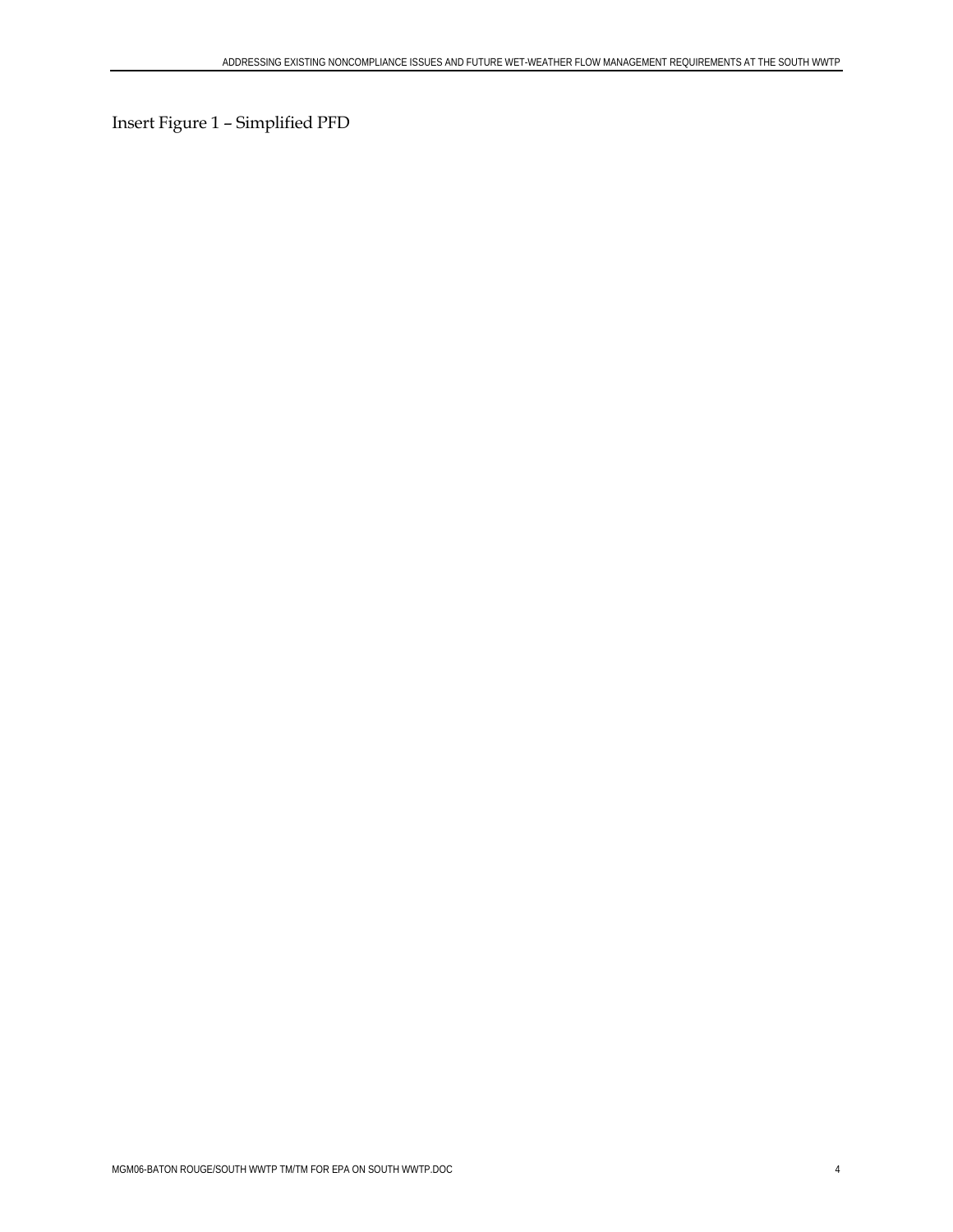Insert Figure 1 – Simplified PFD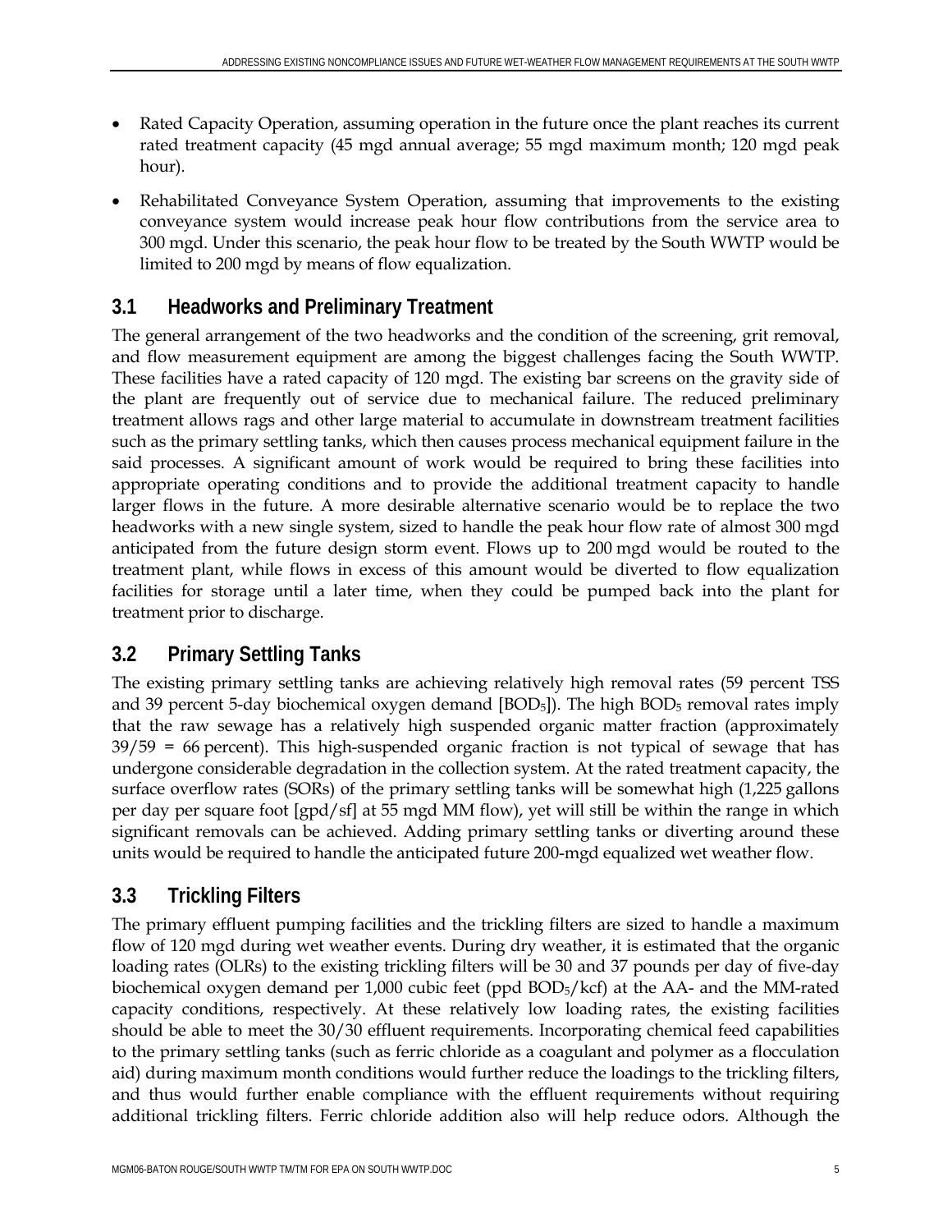- Rated Capacity Operation, assuming operation in the future once the plant reaches its current rated treatment capacity (45 mgd annual average; 55 mgd maximum month; 120 mgd peak hour).
- Rehabilitated Conveyance System Operation, assuming that improvements to the existing conveyance system would increase peak hour flow contributions from the service area to 300 mgd. Under this scenario, the peak hour flow to be treated by the South WWTP would be limited to 200 mgd by means of flow equalization.

## 3.1 Headworks and Preliminary Treatment

The general arrangement of the two headworks and the condition of the screening, grit removal, and flow measurement equipment are among the biggest challenges facing the South WWTP. These facilities have a rated capacity of 120 mgd. The existing bar screens on the gravity side of the plant are frequently out of service due to mechanical failure. The reduced preliminary treatment allows rags and other large material to accumulate in downstream treatment facilities such as the primary settling tanks, which then causes process mechanical equipment failure in the said processes. A significant amount of work would be required to bring these facilities into appropriate operating conditions and to provide the additional treatment capacity to handle larger flows in the future. A more desirable alternative scenario would be to replace the two headworks with a new single system, sized to handle the peak hour flow rate of almost 300 mgd anticipated from the future design storm event. Flows up to 200 mgd would be routed to the treatment plant, while flows in excess of this amount would be diverted to flow equalization facilities for storage until a later time, when they could be pumped back into the plant for treatment prior to discharge.

## 3.2 Primary Settling Tanks

The existing primary settling tanks are achieving relatively high removal rates (59 percent TSS and 39 percent 5-day biochemical oxygen demand [$BOD_5$]). The high $BOD_5$ removal rates imply that the raw sewage has a relatively high suspended organic matter fraction (approximately 39/59 = 66 percent). This high-suspended organic fraction is not typical of sewage that has undergone considerable degradation in the collection system. At the rated treatment capacity, the surface overflow rates (SORs) of the primary settling tanks will be somewhat high (1,225 gallons per day per square foot [gpd/sf] at 55 mgd MM flow), yet will still be within the range in which significant removals can be achieved. Adding primary settling tanks or diverting around these units would be required to handle the anticipated future 200-mgd equalized wet weather flow.

## 3.3 Trickling Filters

The primary effluent pumping facilities and the trickling filters are sized to handle a maximum flow of 120 mgd during wet weather events. During dry weather, it is estimated that the organic loading rates (OLRs) to the existing trickling filters will be 30 and 37 pounds per day of five-day biochemical oxygen demand per 1,000 cubic feet (ppd $BOD_5$/kcf) at the AA- and the MM-rated capacity conditions, respectively. At these relatively low loading rates, the existing facilities should be able to meet the 30/30 effluent requirements. Incorporating chemical feed capabilities to the primary settling tanks (such as ferric chloride as a coagulant and polymer as a flocculation aid) during maximum month conditions would further reduce the loadings to the trickling filters, and thus would further enable compliance with the effluent requirements without requiring additional trickling filters. Ferric chloride addition also will help reduce odors. Although the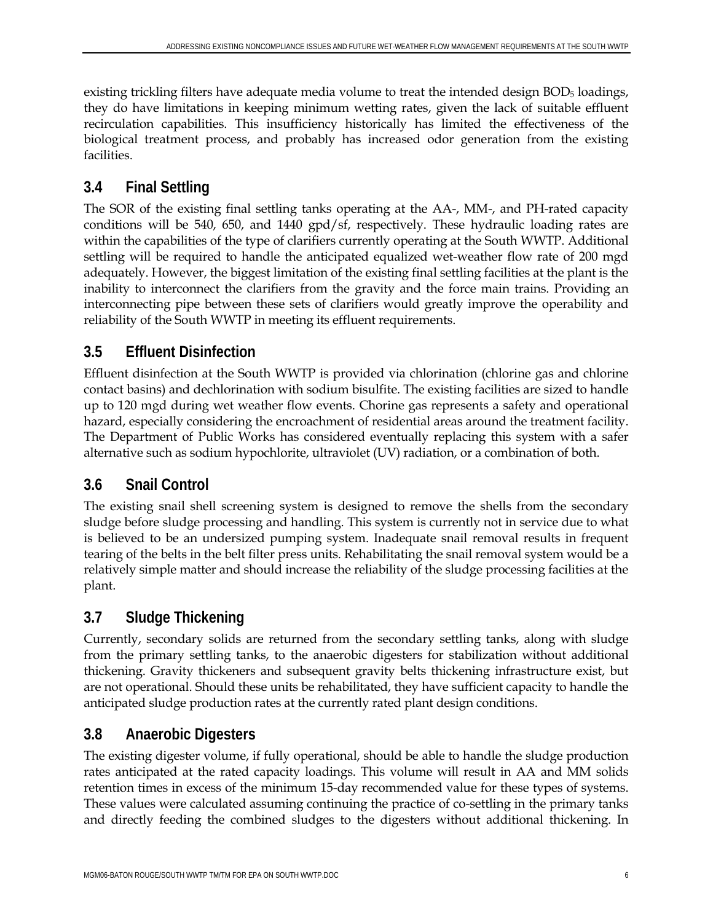existing trickling filters have adequate media volume to treat the intended design $BOD_5$ loadings, they do have limitations in keeping minimum wetting rates, given the lack of suitable effluent recirculation capabilities. This insufficiency historically has limited the effectiveness of the biological treatment process, and probably has increased odor generation from the existing facilities.

## 3.4 Final Settling

The SOR of the existing final settling tanks operating at the AA-, MM-, and PH-rated capacity conditions will be 540, 650, and 1440 gpd/sf, respectively. These hydraulic loading rates are within the capabilities of the type of clarifiers currently operating at the South WWTP. Additional settling will be required to handle the anticipated equalized wet-weather flow rate of 200 mgd adequately. However, the biggest limitation of the existing final settling facilities at the plant is the inability to interconnect the clarifiers from the gravity and the force main trains. Providing an interconnecting pipe between these sets of clarifiers would greatly improve the operability and reliability of the South WWTP in meeting its effluent requirements.

## 3.5 Effluent Disinfection

Effluent disinfection at the South WWTP is provided via chlorination (chlorine gas and chlorine contact basins) and dechlorination with sodium bisulfite. The existing facilities are sized to handle up to 120 mgd during wet weather flow events. Chorine gas represents a safety and operational hazard, especially considering the encroachment of residential areas around the treatment facility. The Department of Public Works has considered eventually replacing this system with a safer alternative such as sodium hypochlorite, ultraviolet (UV) radiation, or a combination of both.

## 3.6 Snail Control

The existing snail shell screening system is designed to remove the shells from the secondary sludge before sludge processing and handling. This system is currently not in service due to what is believed to be an undersized pumping system. Inadequate snail removal results in frequent tearing of the belts in the belt filter press units. Rehabilitating the snail removal system would be a relatively simple matter and should increase the reliability of the sludge processing facilities at the plant.

## 3.7 Sludge Thickening

Currently, secondary solids are returned from the secondary settling tanks, along with sludge from the primary settling tanks, to the anaerobic digesters for stabilization without additional thickening. Gravity thickeners and subsequent gravity belts thickening infrastructure exist, but are not operational. Should these units be rehabilitated, they have sufficient capacity to handle the anticipated sludge production rates at the currently rated plant design conditions.

## 3.8 Anaerobic Digesters

The existing digester volume, if fully operational, should be able to handle the sludge production rates anticipated at the rated capacity loadings. This volume will result in AA and MM solids retention times in excess of the minimum 15-day recommended value for these types of systems. These values were calculated assuming continuing the practice of co-settling in the primary tanks and directly feeding the combined sludges to the digesters without additional thickening. In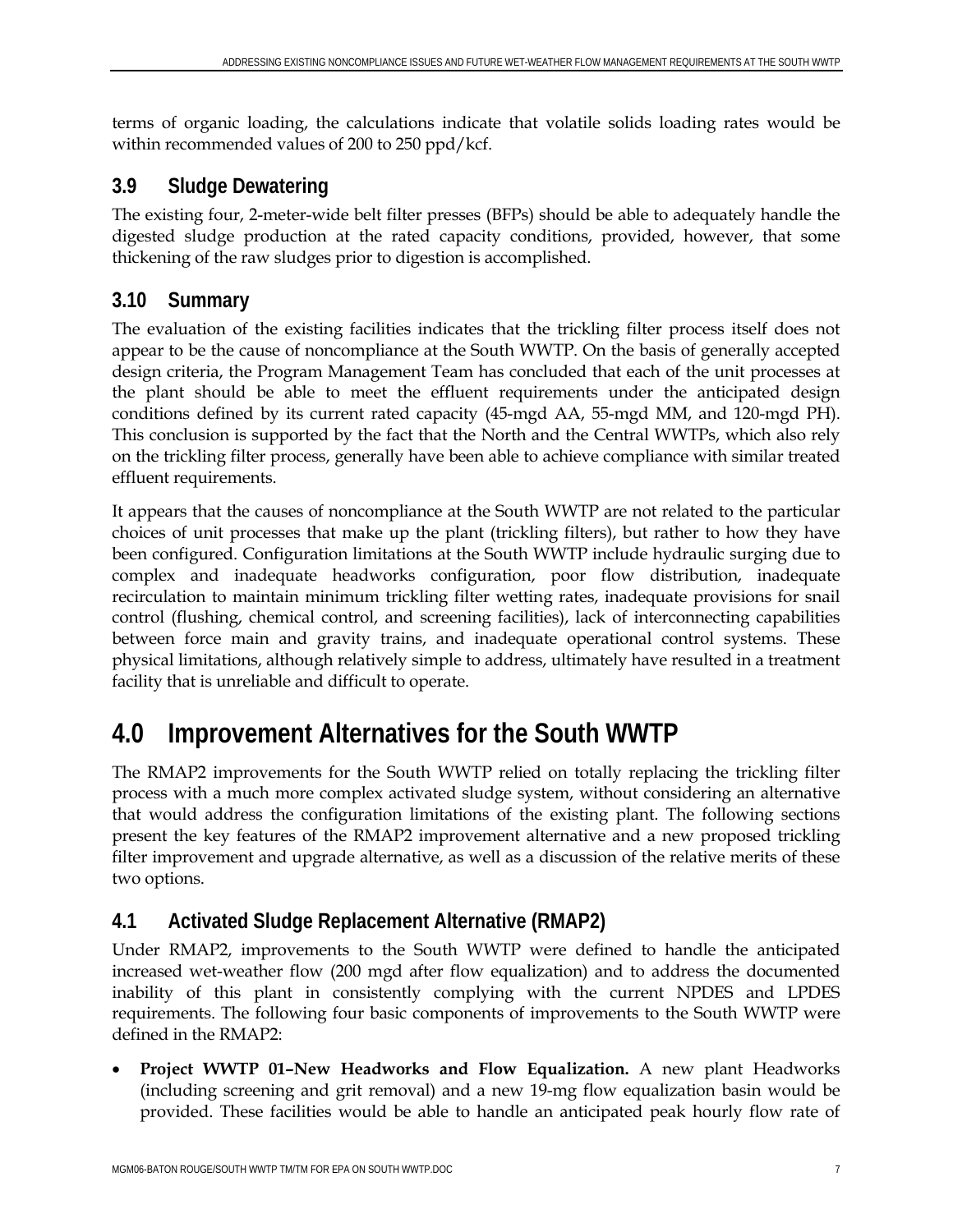terms of organic loading, the calculations indicate that volatile solids loading rates would be within recommended values of 200 to 250 ppd/kcf.

### 3.9 Sludge Dewatering

The existing four, 2-meter-wide belt filter presses (BFPs) should be able to adequately handle the digested sludge production at the rated capacity conditions, provided, however, that some thickening of the raw sludges prior to digestion is accomplished.

### 3.10 Summary

The evaluation of the existing facilities indicates that the trickling filter process itself does not appear to be the cause of noncompliance at the South WWTP. On the basis of generally accepted design criteria, the Program Management Team has concluded that each of the unit processes at the plant should be able to meet the effluent requirements under the anticipated design conditions defined by its current rated capacity (45-mgd AA, 55-mgd MM, and 120-mgd PH). This conclusion is supported by the fact that the North and the Central WWTPs, which also rely on the trickling filter process, generally have been able to achieve compliance with similar treated effluent requirements.

It appears that the causes of noncompliance at the South WWTP are not related to the particular choices of unit processes that make up the plant (trickling filters), but rather to how they have been configured. Configuration limitations at the South WWTP include hydraulic surging due to complex and inadequate headworks configuration, poor flow distribution, inadequate recirculation to maintain minimum trickling filter wetting rates, inadequate provisions for snail control (flushing, chemical control, and screening facilities), lack of interconnecting capabilities between force main and gravity trains, and inadequate operational control systems. These physical limitations, although relatively simple to address, ultimately have resulted in a treatment facility that is unreliable and difficult to operate.

## 4.0 Improvement Alternatives for the South WWTP

The RMAP2 improvements for the South WWTP relied on totally replacing the trickling filter process with a much more complex activated sludge system, without considering an alternative that would address the configuration limitations of the existing plant. The following sections present the key features of the RMAP2 improvement alternative and a new proposed trickling filter improvement and upgrade alternative, as well as a discussion of the relative merits of these two options.

### 4.1 Activated Sludge Replacement Alternative (RMAP2)

Under RMAP2, improvements to the South WWTP were defined to handle the anticipated increased wet-weather flow (200 mgd after flow equalization) and to address the documented inability of this plant in consistently complying with the current NPDES and LPDES requirements. The following four basic components of improvements to the South WWTP were defined in the RMAP2:

- **Project WWTP 01–New Headworks and Flow Equalization.** A new plant Headworks (including screening and grit removal) and a new 19-mg flow equalization basin would be provided. These facilities would be able to handle an anticipated peak hourly flow rate of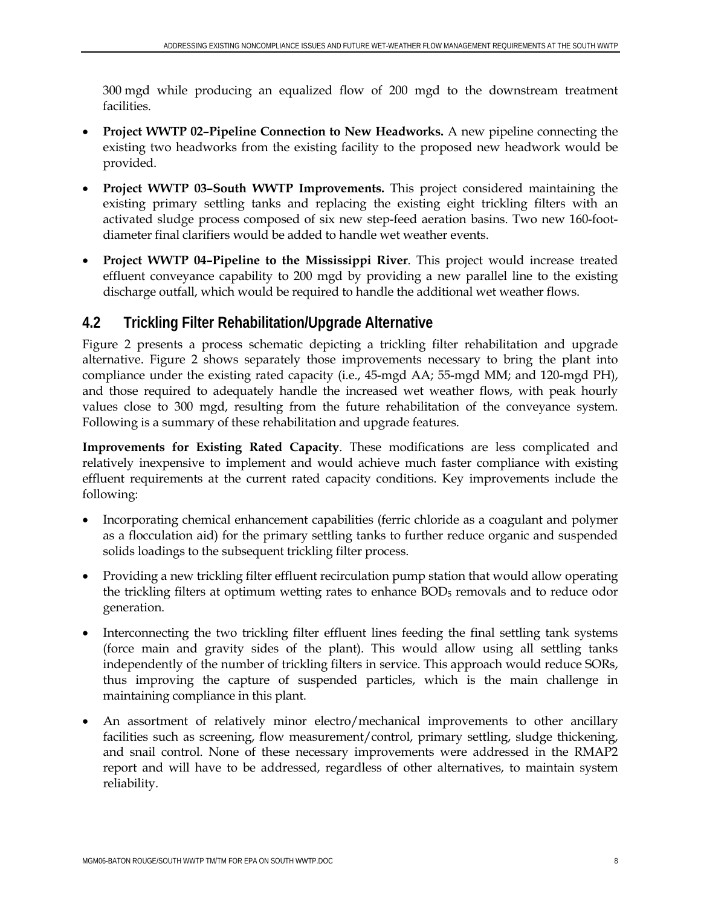300 mgd while producing an equalized flow of 200 mgd to the downstream treatment facilities.

- **Project WWTP 02–Pipeline Connection to New Headworks.** A new pipeline connecting the existing two headworks from the existing facility to the proposed new headwork would be provided.
- **Project WWTP 03–South WWTP Improvements.** This project considered maintaining the existing primary settling tanks and replacing the existing eight trickling filters with an activated sludge process composed of six new step-feed aeration basins. Two new 160-foot-diameter final clarifiers would be added to handle wet weather events.
- **Project WWTP 04–Pipeline to the Mississippi River**. This project would increase treated effluent conveyance capability to 200 mgd by providing a new parallel line to the existing discharge outfall, which would be required to handle the additional wet weather flows.

## 4.2 Trickling Filter Rehabilitation/Upgrade Alternative

Figure 2 presents a process schematic depicting a trickling filter rehabilitation and upgrade alternative. Figure 2 shows separately those improvements necessary to bring the plant into compliance under the existing rated capacity (i.e., 45-mgd AA; 55-mgd MM; and 120-mgd PH), and those required to adequately handle the increased wet weather flows, with peak hourly values close to 300 mgd, resulting from the future rehabilitation of the conveyance system. Following is a summary of these rehabilitation and upgrade features.

**Improvements for Existing Rated Capacity**. These modifications are less complicated and relatively inexpensive to implement and would achieve much faster compliance with existing effluent requirements at the current rated capacity conditions. Key improvements include the following:

- Incorporating chemical enhancement capabilities (ferric chloride as a coagulant and polymer as a flocculation aid) for the primary settling tanks to further reduce organic and suspended solids loadings to the subsequent trickling filter process.
- Providing a new trickling filter effluent recirculation pump station that would allow operating the trickling filters at optimum wetting rates to enhance $BOD_5$ removals and to reduce odor generation.
- Interconnecting the two trickling filter effluent lines feeding the final settling tank systems (force main and gravity sides of the plant). This would allow using all settling tanks independently of the number of trickling filters in service. This approach would reduce SORs, thus improving the capture of suspended particles, which is the main challenge in maintaining compliance in this plant.
- An assortment of relatively minor electro/mechanical improvements to other ancillary facilities such as screening, flow measurement/control, primary settling, sludge thickening, and snail control. None of these necessary improvements were addressed in the RMAP2 report and will have to be addressed, regardless of other alternatives, to maintain system reliability.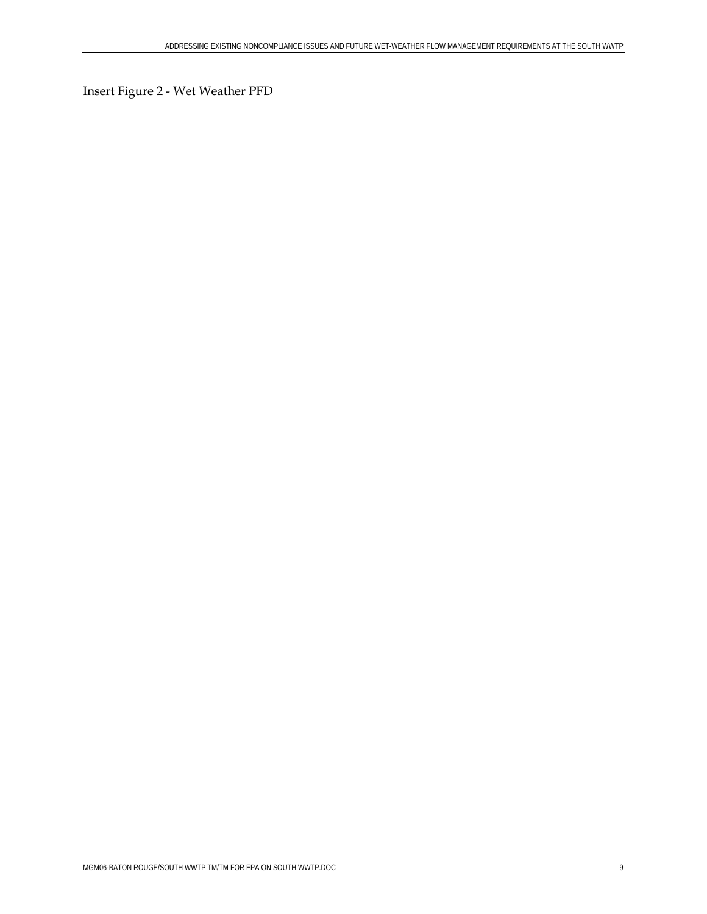Insert Figure 2 - Wet Weather PFD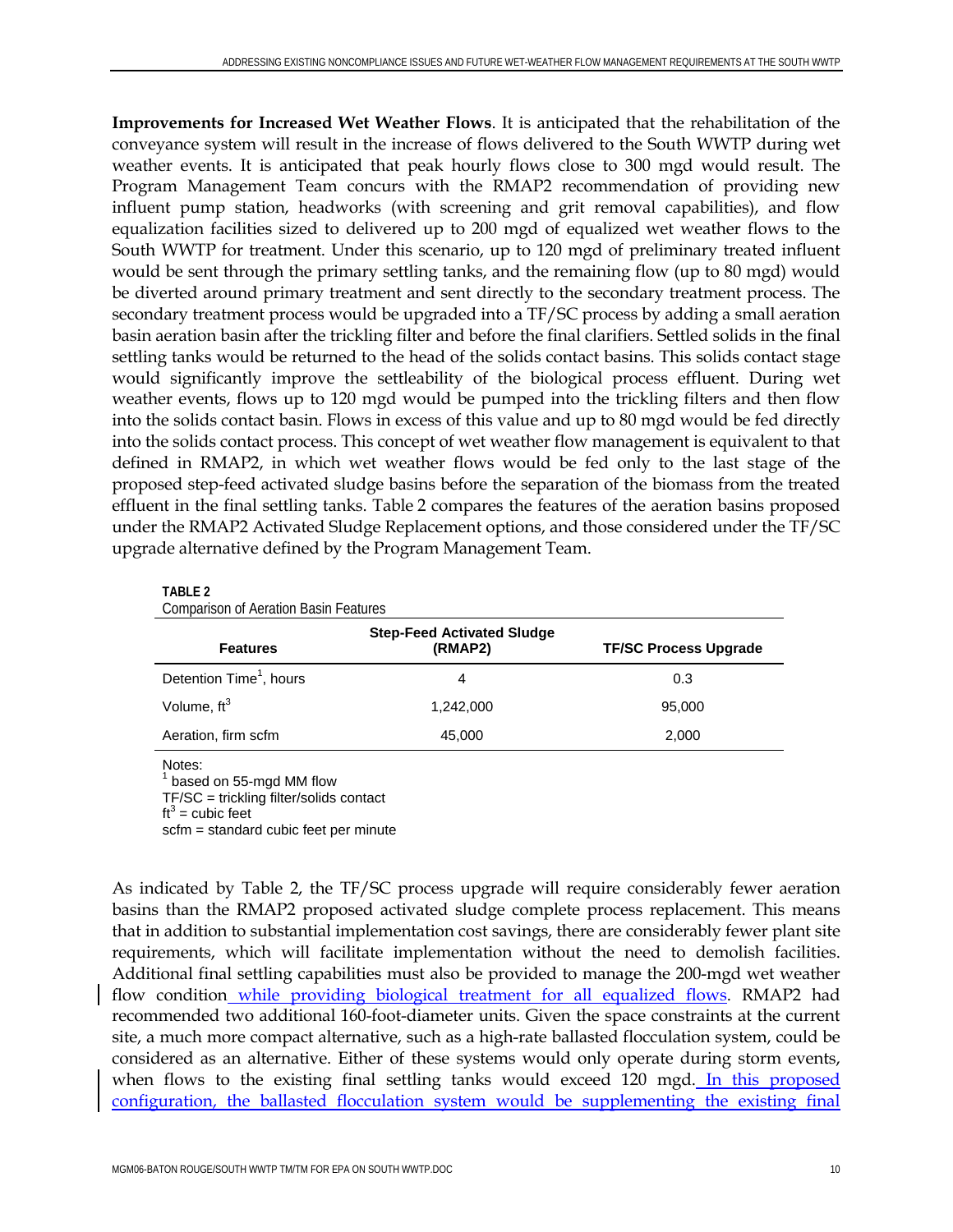**Improvements for Increased Wet Weather Flows**. It is anticipated that the rehabilitation of the conveyance system will result in the increase of flows delivered to the South WWTP during wet weather events. It is anticipated that peak hourly flows close to 300 mgd would result. The Program Management Team concurs with the RMAP2 recommendation of providing new influent pump station, headworks (with screening and grit removal capabilities), and flow equalization facilities sized to delivered up to 200 mgd of equalized wet weather flows to the South WWTP for treatment. Under this scenario, up to 120 mgd of preliminary treated influent would be sent through the primary settling tanks, and the remaining flow (up to 80 mgd) would be diverted around primary treatment and sent directly to the secondary treatment process. The secondary treatment process would be upgraded into a TF/SC process by adding a small aeration basin aeration basin after the trickling filter and before the final clarifiers. Settled solids in the final settling tanks would be returned to the head of the solids contact basins. This solids contact stage would significantly improve the settleability of the biological process effluent. During wet weather events, flows up to 120 mgd would be pumped into the trickling filters and then flow into the solids contact basin. Flows in excess of this value and up to 80 mgd would be fed directly into the solids contact process. This concept of wet weather flow management is equivalent to that defined in RMAP2, in which wet weather flows would be fed only to the last stage of the proposed step-feed activated sludge basins before the separation of the biomass from the treated effluent in the final settling tanks. Table 2 compares the features of the aeration basins proposed under the RMAP2 Activated Sludge Replacement options, and those considered under the TF/SC upgrade alternative defined by the Program Management Team.

**TABLE 2**
Comparison of Aeration Basin Features

| Features | Step-Feed Activated Sludge (RMAP2) | TF/SC Process Upgrade |
|---|---|---|
| Detention Time[1], hours | 4 | 0.3 |
| Volume, $ft^3$ | 1,242,000 | 95,000 |
| Aeration, firm scfm | 45,000 | 2,000 |

Notes:
[1] based on 55-mgd MM flow
TF/SC = trickling filter/solids contact
$ft^3$ = cubic feet
scfm = standard cubic feet per minute

As indicated by Table 2, the TF/SC process upgrade will require considerably fewer aeration basins than the RMAP2 proposed activated sludge complete process replacement. This means that in addition to substantial implementation cost savings, there are considerably fewer plant site requirements, which will facilitate implementation without the need to demolish facilities. Additional final settling capabilities must also be provided to manage the 200-mgd wet weather flow condition while providing biological treatment for all equalized flows. RMAP2 had recommended two additional 160-foot-diameter units. Given the space constraints at the current site, a much more compact alternative, such as a high-rate ballasted flocculation system, could be considered as an alternative. Either of these systems would only operate during storm events, when flows to the existing final settling tanks would exceed 120 mgd. In this proposed configuration, the ballasted flocculation system would be supplementing the existing final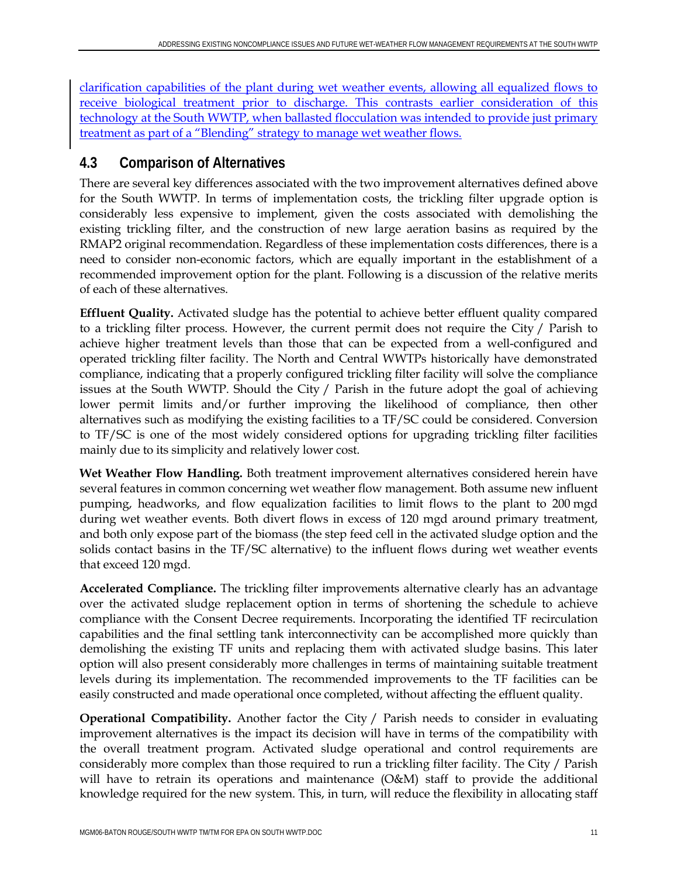clarification capabilities of the plant during wet weather events, allowing all equalized flows to receive biological treatment prior to discharge. This contrasts earlier consideration of this technology at the South WWTP, when ballasted flocculation was intended to provide just primary treatment as part of a "Blending" strategy to manage wet weather flows.

## 4.3 Comparison of Alternatives

There are several key differences associated with the two improvement alternatives defined above for the South WWTP. In terms of implementation costs, the trickling filter upgrade option is considerably less expensive to implement, given the costs associated with demolishing the existing trickling filter, and the construction of new large aeration basins as required by the RMAP2 original recommendation. Regardless of these implementation costs differences, there is a need to consider non-economic factors, which are equally important in the establishment of a recommended improvement option for the plant. Following is a discussion of the relative merits of each of these alternatives.

**Effluent Quality.** Activated sludge has the potential to achieve better effluent quality compared to a trickling filter process. However, the current permit does not require the City / Parish to achieve higher treatment levels than those that can be expected from a well-configured and operated trickling filter facility. The North and Central WWTPs historically have demonstrated compliance, indicating that a properly configured trickling filter facility will solve the compliance issues at the South WWTP. Should the City / Parish in the future adopt the goal of achieving lower permit limits and/or further improving the likelihood of compliance, then other alternatives such as modifying the existing facilities to a TF/SC could be considered. Conversion to TF/SC is one of the most widely considered options for upgrading trickling filter facilities mainly due to its simplicity and relatively lower cost.

**Wet Weather Flow Handling.** Both treatment improvement alternatives considered herein have several features in common concerning wet weather flow management. Both assume new influent pumping, headworks, and flow equalization facilities to limit flows to the plant to 200 mgd during wet weather events. Both divert flows in excess of 120 mgd around primary treatment, and both only expose part of the biomass (the step feed cell in the activated sludge option and the solids contact basins in the TF/SC alternative) to the influent flows during wet weather events that exceed 120 mgd.

**Accelerated Compliance.** The trickling filter improvements alternative clearly has an advantage over the activated sludge replacement option in terms of shortening the schedule to achieve compliance with the Consent Decree requirements. Incorporating the identified TF recirculation capabilities and the final settling tank interconnectivity can be accomplished more quickly than demolishing the existing TF units and replacing them with activated sludge basins. This later option will also present considerably more challenges in terms of maintaining suitable treatment levels during its implementation. The recommended improvements to the TF facilities can be easily constructed and made operational once completed, without affecting the effluent quality.

**Operational Compatibility.** Another factor the City / Parish needs to consider in evaluating improvement alternatives is the impact its decision will have in terms of the compatibility with the overall treatment program. Activated sludge operational and control requirements are considerably more complex than those required to run a trickling filter facility. The City / Parish will have to retrain its operations and maintenance (O&M) staff to provide the additional knowledge required for the new system. This, in turn, will reduce the flexibility in allocating staff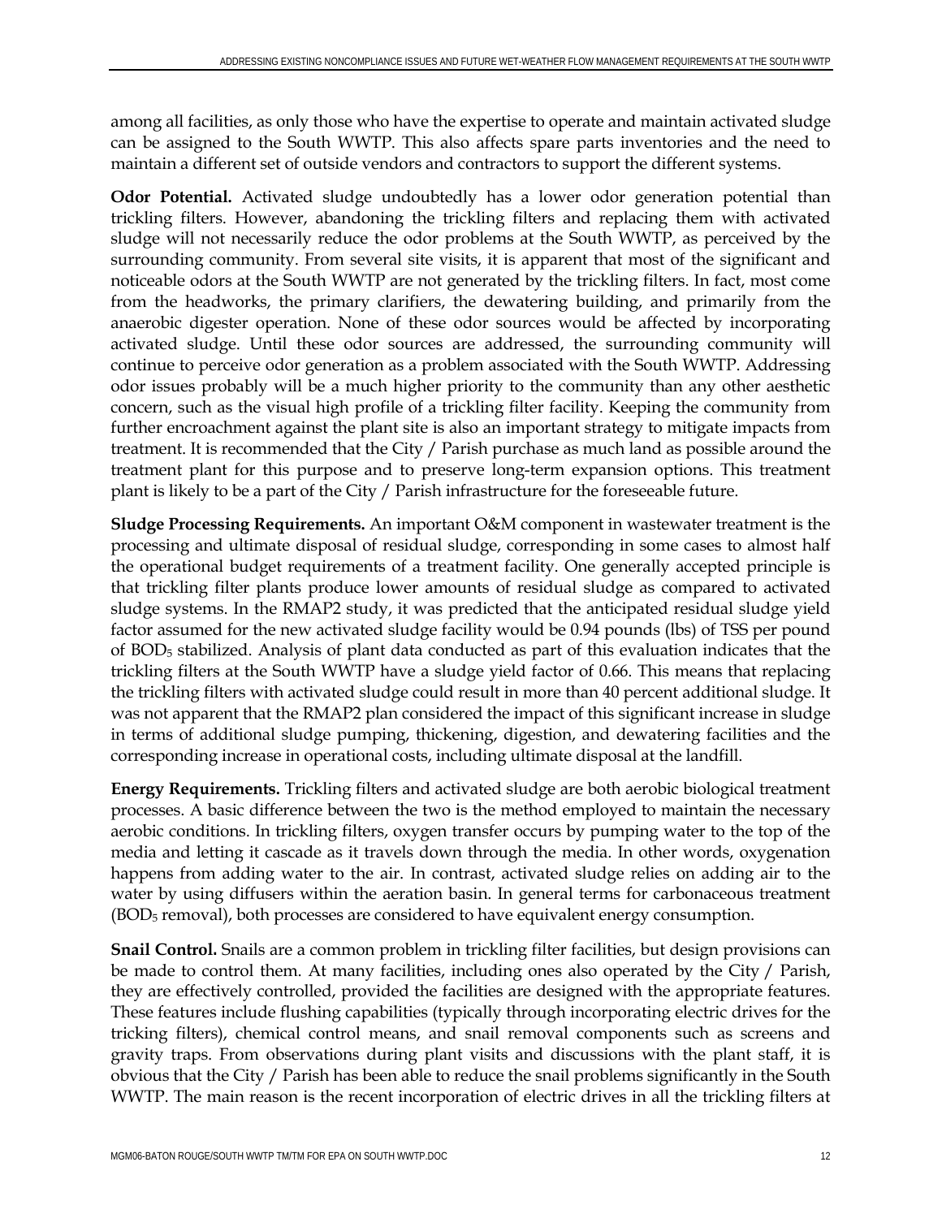among all facilities, as only those who have the expertise to operate and maintain activated sludge can be assigned to the South WWTP. This also affects spare parts inventories and the need to maintain a different set of outside vendors and contractors to support the different systems.

**Odor Potential.** Activated sludge undoubtedly has a lower odor generation potential than trickling filters. However, abandoning the trickling filters and replacing them with activated sludge will not necessarily reduce the odor problems at the South WWTP, as perceived by the surrounding community. From several site visits, it is apparent that most of the significant and noticeable odors at the South WWTP are not generated by the trickling filters. In fact, most come from the headworks, the primary clarifiers, the dewatering building, and primarily from the anaerobic digester operation. None of these odor sources would be affected by incorporating activated sludge. Until these odor sources are addressed, the surrounding community will continue to perceive odor generation as a problem associated with the South WWTP. Addressing odor issues probably will be a much higher priority to the community than any other aesthetic concern, such as the visual high profile of a trickling filter facility. Keeping the community from further encroachment against the plant site is also an important strategy to mitigate impacts from treatment. It is recommended that the City / Parish purchase as much land as possible around the treatment plant for this purpose and to preserve long-term expansion options. This treatment plant is likely to be a part of the City / Parish infrastructure for the foreseeable future.

**Sludge Processing Requirements.** An important O&M component in wastewater treatment is the processing and ultimate disposal of residual sludge, corresponding in some cases to almost half the operational budget requirements of a treatment facility. One generally accepted principle is that trickling filter plants produce lower amounts of residual sludge as compared to activated sludge systems. In the RMAP2 study, it was predicted that the anticipated residual sludge yield factor assumed for the new activated sludge facility would be 0.94 pounds (lbs) of TSS per pound of $BOD_5$ stabilized. Analysis of plant data conducted as part of this evaluation indicates that the trickling filters at the South WWTP have a sludge yield factor of 0.66. This means that replacing the trickling filters with activated sludge could result in more than 40 percent additional sludge. It was not apparent that the RMAP2 plan considered the impact of this significant increase in sludge in terms of additional sludge pumping, thickening, digestion, and dewatering facilities and the corresponding increase in operational costs, including ultimate disposal at the landfill.

**Energy Requirements.** Trickling filters and activated sludge are both aerobic biological treatment processes. A basic difference between the two is the method employed to maintain the necessary aerobic conditions. In trickling filters, oxygen transfer occurs by pumping water to the top of the media and letting it cascade as it travels down through the media. In other words, oxygenation happens from adding water to the air. In contrast, activated sludge relies on adding air to the water by using diffusers within the aeration basin. In general terms for carbonaceous treatment ($BOD_5$ removal), both processes are considered to have equivalent energy consumption.

**Snail Control.** Snails are a common problem in trickling filter facilities, but design provisions can be made to control them. At many facilities, including ones also operated by the City / Parish, they are effectively controlled, provided the facilities are designed with the appropriate features. These features include flushing capabilities (typically through incorporating electric drives for the tricking filters), chemical control means, and snail removal components such as screens and gravity traps. From observations during plant visits and discussions with the plant staff, it is obvious that the City / Parish has been able to reduce the snail problems significantly in the South WWTP. The main reason is the recent incorporation of electric drives in all the trickling filters at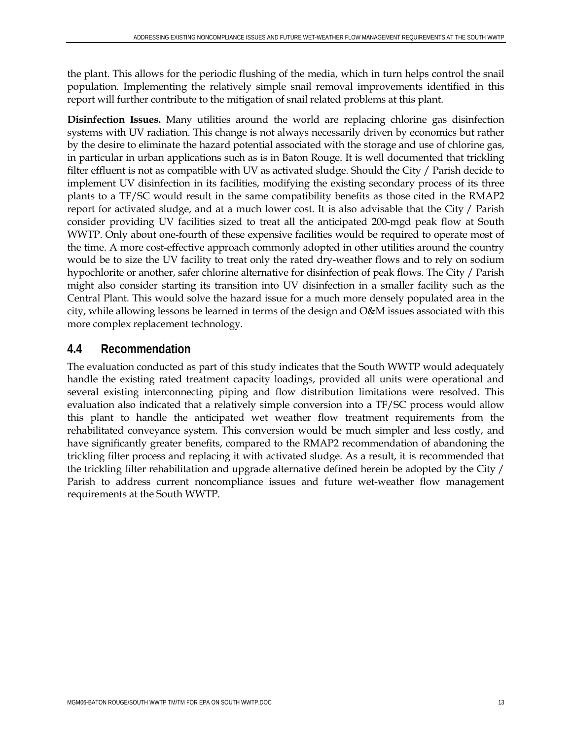the plant. This allows for the periodic flushing of the media, which in turn helps control the snail population. Implementing the relatively simple snail removal improvements identified in this report will further contribute to the mitigation of snail related problems at this plant.

**Disinfection Issues.** Many utilities around the world are replacing chlorine gas disinfection systems with UV radiation. This change is not always necessarily driven by economics but rather by the desire to eliminate the hazard potential associated with the storage and use of chlorine gas, in particular in urban applications such as is in Baton Rouge. It is well documented that trickling filter effluent is not as compatible with UV as activated sludge. Should the City / Parish decide to implement UV disinfection in its facilities, modifying the existing secondary process of its three plants to a TF/SC would result in the same compatibility benefits as those cited in the RMAP2 report for activated sludge, and at a much lower cost. It is also advisable that the City / Parish consider providing UV facilities sized to treat all the anticipated 200-mgd peak flow at South WWTP. Only about one-fourth of these expensive facilities would be required to operate most of the time. A more cost-effective approach commonly adopted in other utilities around the country would be to size the UV facility to treat only the rated dry-weather flows and to rely on sodium hypochlorite or another, safer chlorine alternative for disinfection of peak flows. The City / Parish might also consider starting its transition into UV disinfection in a smaller facility such as the Central Plant. This would solve the hazard issue for a much more densely populated area in the city, while allowing lessons be learned in terms of the design and O&M issues associated with this more complex replacement technology.

## 4.4 Recommendation

The evaluation conducted as part of this study indicates that the South WWTP would adequately handle the existing rated treatment capacity loadings, provided all units were operational and several existing interconnecting piping and flow distribution limitations were resolved. This evaluation also indicated that a relatively simple conversion into a TF/SC process would allow this plant to handle the anticipated wet weather flow treatment requirements from the rehabilitated conveyance system. This conversion would be much simpler and less costly, and have significantly greater benefits, compared to the RMAP2 recommendation of abandoning the trickling filter process and replacing it with activated sludge. As a result, it is recommended that the trickling filter rehabilitation and upgrade alternative defined herein be adopted by the City / Parish to address current noncompliance issues and future wet-weather flow management requirements at the South WWTP.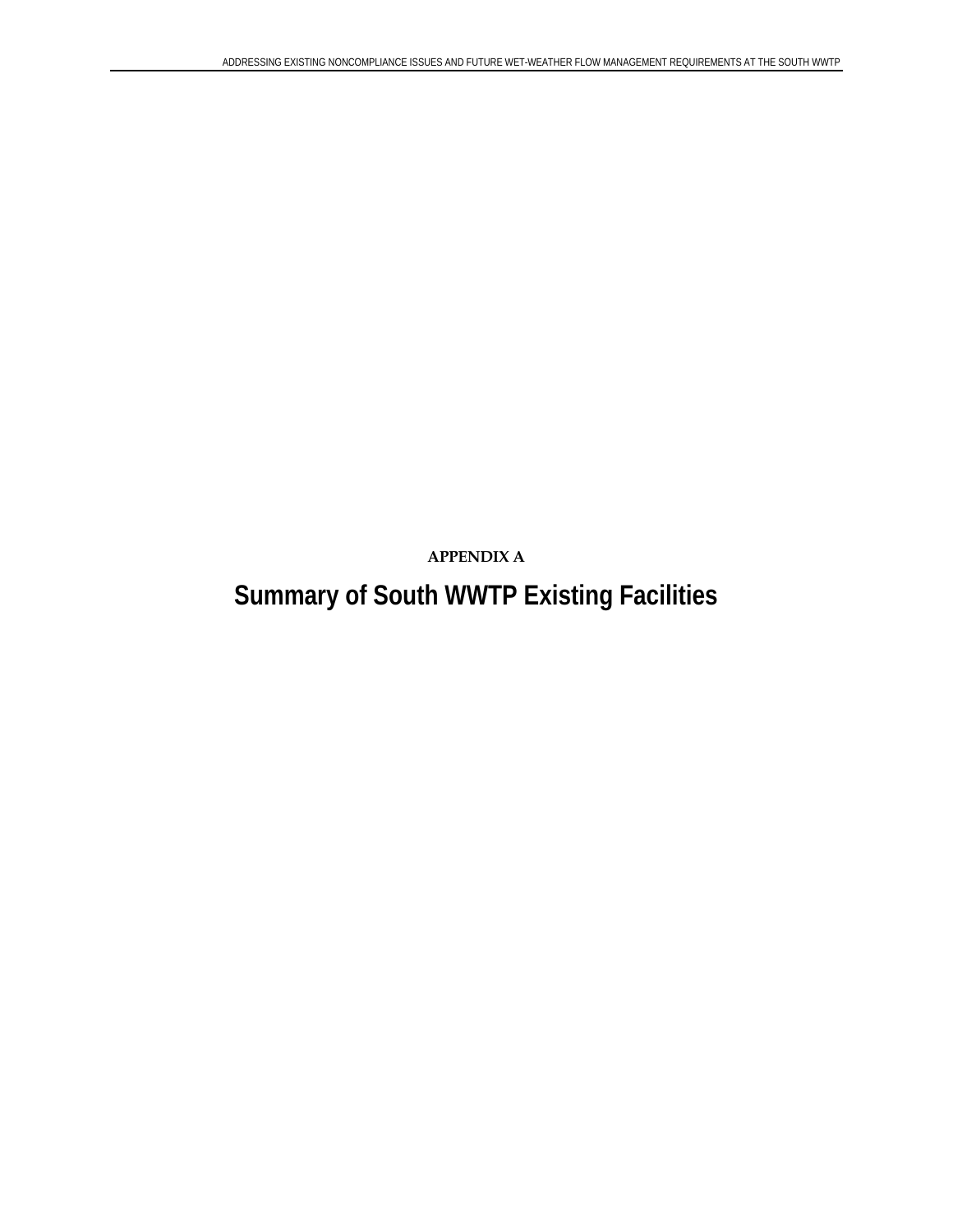APPENDIX A

# Summary of South WWTP Existing Facilities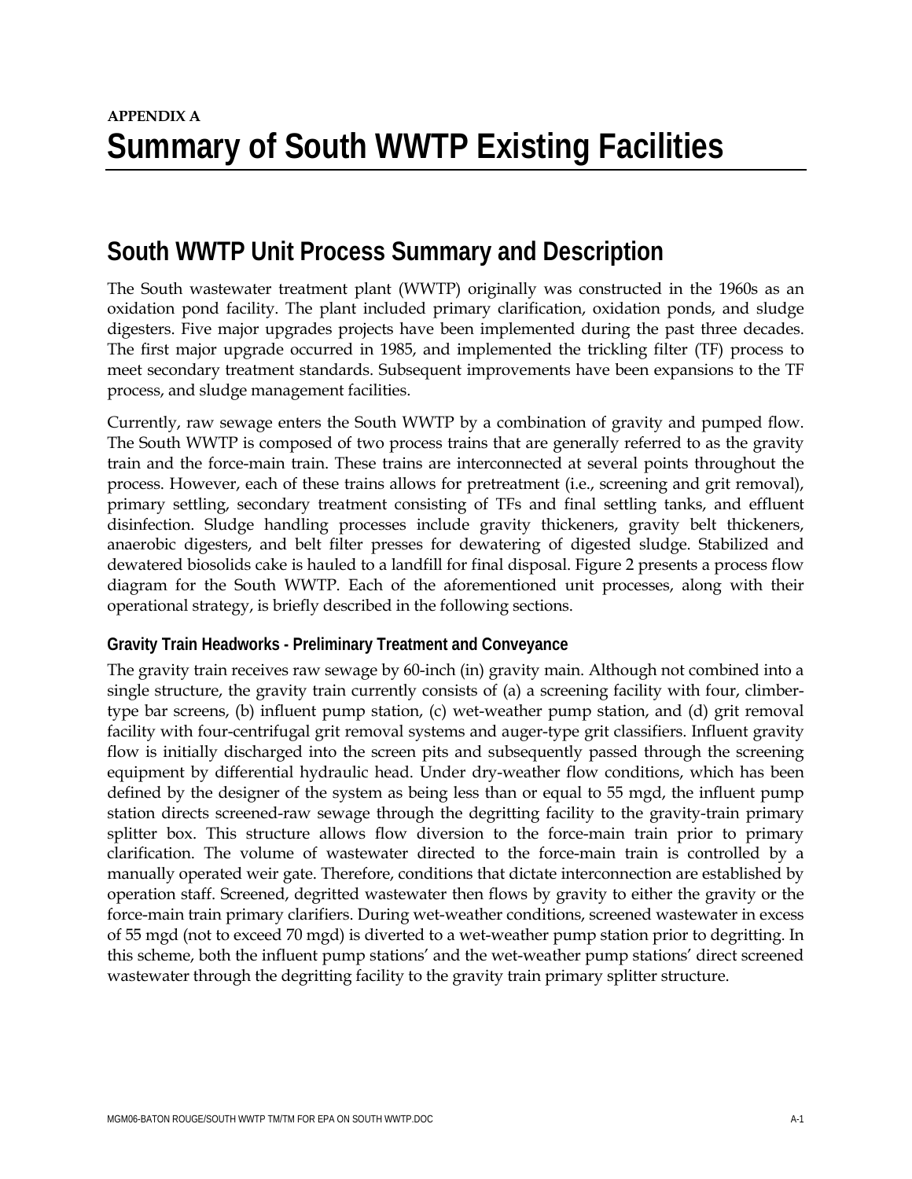**APPENDIX A**

# Summary of South WWTP Existing Facilities

## South WWTP Unit Process Summary and Description

The South wastewater treatment plant (WWTP) originally was constructed in the 1960s as an oxidation pond facility. The plant included primary clarification, oxidation ponds, and sludge digesters. Five major upgrades projects have been implemented during the past three decades. The first major upgrade occurred in 1985, and implemented the trickling filter (TF) process to meet secondary treatment standards. Subsequent improvements have been expansions to the TF process, and sludge management facilities.

Currently, raw sewage enters the South WWTP by a combination of gravity and pumped flow. The South WWTP is composed of two process trains that are generally referred to as the gravity train and the force-main train. These trains are interconnected at several points throughout the process. However, each of these trains allows for pretreatment (i.e., screening and grit removal), primary settling, secondary treatment consisting of TFs and final settling tanks, and effluent disinfection. Sludge handling processes include gravity thickeners, gravity belt thickeners, anaerobic digesters, and belt filter presses for dewatering of digested sludge. Stabilized and dewatered biosolids cake is hauled to a landfill for final disposal. Figure 2 presents a process flow diagram for the South WWTP. Each of the aforementioned unit processes, along with their operational strategy, is briefly described in the following sections.

### Gravity Train Headworks - Preliminary Treatment and Conveyance

The gravity train receives raw sewage by 60-inch (in) gravity main. Although not combined into a single structure, the gravity train currently consists of (a) a screening facility with four, climber-type bar screens, (b) influent pump station, (c) wet-weather pump station, and (d) grit removal facility with four-centrifugal grit removal systems and auger-type grit classifiers. Influent gravity flow is initially discharged into the screen pits and subsequently passed through the screening equipment by differential hydraulic head. Under dry-weather flow conditions, which has been defined by the designer of the system as being less than or equal to 55 mgd, the influent pump station directs screened-raw sewage through the degritting facility to the gravity-train primary splitter box. This structure allows flow diversion to the force-main train prior to primary clarification. The volume of wastewater directed to the force-main train is controlled by a manually operated weir gate. Therefore, conditions that dictate interconnection are established by operation staff. Screened, degritted wastewater then flows by gravity to either the gravity or the force-main train primary clarifiers. During wet-weather conditions, screened wastewater in excess of 55 mgd (not to exceed 70 mgd) is diverted to a wet-weather pump station prior to degritting. In this scheme, both the influent pump stations' and the wet-weather pump stations' direct screened wastewater through the degritting facility to the gravity train primary splitter structure.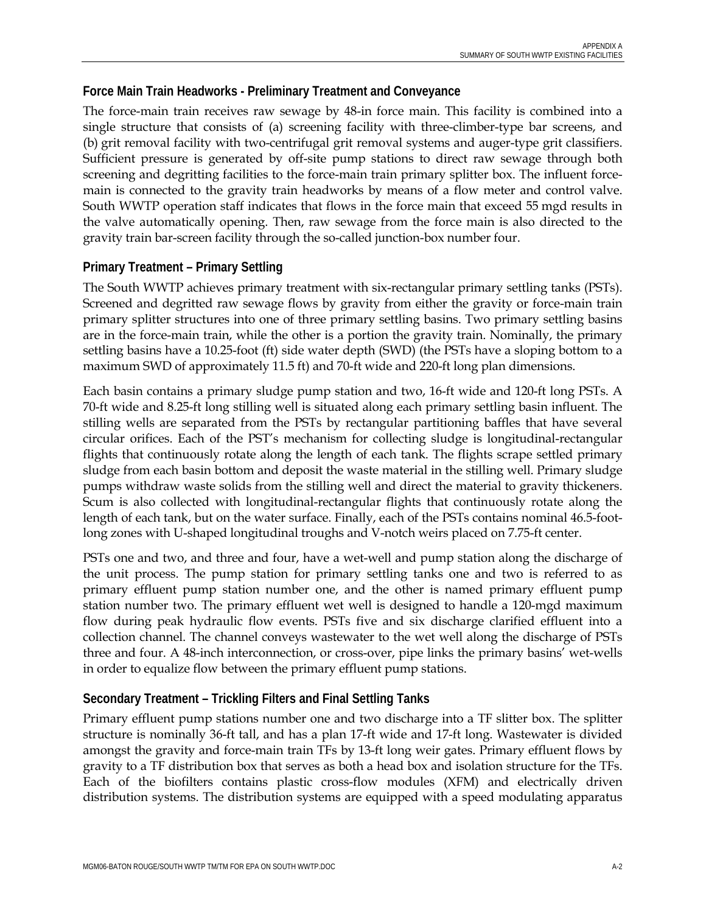## Force Main Train Headworks - Preliminary Treatment and Conveyance

The force-main train receives raw sewage by 48-in force main. This facility is combined into a single structure that consists of (a) screening facility with three-climber-type bar screens, and (b) grit removal facility with two-centrifugal grit removal systems and auger-type grit classifiers. Sufficient pressure is generated by off-site pump stations to direct raw sewage through both screening and degritting facilities to the force-main train primary splitter box. The influent force-main is connected to the gravity train headworks by means of a flow meter and control valve. South WWTP operation staff indicates that flows in the force main that exceed 55 mgd results in the valve automatically opening. Then, raw sewage from the force main is also directed to the gravity train bar-screen facility through the so-called junction-box number four.

## Primary Treatment – Primary Settling

The South WWTP achieves primary treatment with six-rectangular primary settling tanks (PSTs). Screened and degritted raw sewage flows by gravity from either the gravity or force-main train primary splitter structures into one of three primary settling basins. Two primary settling basins are in the force-main train, while the other is a portion the gravity train. Nominally, the primary settling basins have a 10.25-foot (ft) side water depth (SWD) (the PSTs have a sloping bottom to a maximum SWD of approximately 11.5 ft) and 70-ft wide and 220-ft long plan dimensions.

Each basin contains a primary sludge pump station and two, 16-ft wide and 120-ft long PSTs. A 70-ft wide and 8.25-ft long stilling well is situated along each primary settling basin influent. The stilling wells are separated from the PSTs by rectangular partitioning baffles that have several circular orifices. Each of the PST's mechanism for collecting sludge is longitudinal-rectangular flights that continuously rotate along the length of each tank. The flights scrape settled primary sludge from each basin bottom and deposit the waste material in the stilling well. Primary sludge pumps withdraw waste solids from the stilling well and direct the material to gravity thickeners. Scum is also collected with longitudinal-rectangular flights that continuously rotate along the length of each tank, but on the water surface. Finally, each of the PSTs contains nominal 46.5-foot-long zones with U-shaped longitudinal troughs and V-notch weirs placed on 7.75-ft center.

PSTs one and two, and three and four, have a wet-well and pump station along the discharge of the unit process. The pump station for primary settling tanks one and two is referred to as primary effluent pump station number one, and the other is named primary effluent pump station number two. The primary effluent wet well is designed to handle a 120-mgd maximum flow during peak hydraulic flow events. PSTs five and six discharge clarified effluent into a collection channel. The channel conveys wastewater to the wet well along the discharge of PSTs three and four. A 48-inch interconnection, or cross-over, pipe links the primary basins' wet-wells in order to equalize flow between the primary effluent pump stations.

## Secondary Treatment – Trickling Filters and Final Settling Tanks

Primary effluent pump stations number one and two discharge into a TF slitter box. The splitter structure is nominally 36-ft tall, and has a plan 17-ft wide and 17-ft long. Wastewater is divided amongst the gravity and force-main train TFs by 13-ft long weir gates. Primary effluent flows by gravity to a TF distribution box that serves as both a head box and isolation structure for the TFs. Each of the biofilters contains plastic cross-flow modules (XFM) and electrically driven distribution systems. The distribution systems are equipped with a speed modulating apparatus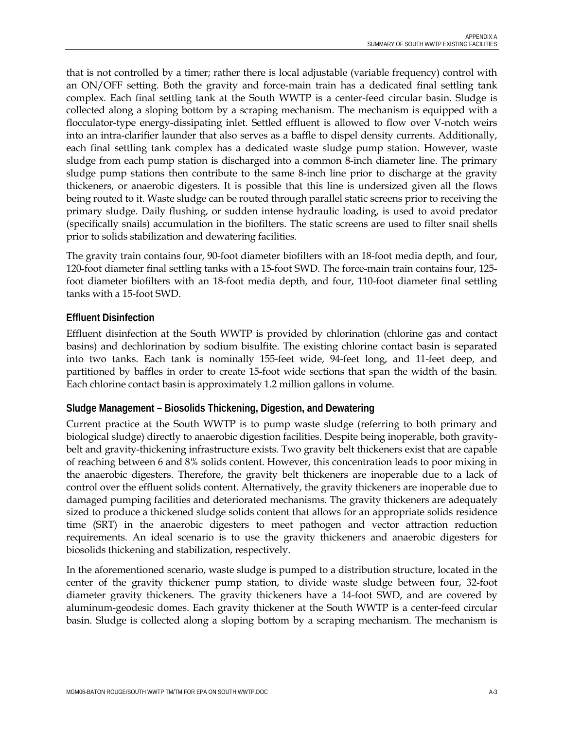that is not controlled by a timer; rather there is local adjustable (variable frequency) control with an ON/OFF setting. Both the gravity and force-main train has a dedicated final settling tank complex. Each final settling tank at the South WWTP is a center-feed circular basin. Sludge is collected along a sloping bottom by a scraping mechanism. The mechanism is equipped with a flocculator-type energy-dissipating inlet. Settled effluent is allowed to flow over V-notch weirs into an intra-clarifier launder that also serves as a baffle to dispel density currents. Additionally, each final settling tank complex has a dedicated waste sludge pump station. However, waste sludge from each pump station is discharged into a common 8-inch diameter line. The primary sludge pump stations then contribute to the same 8-inch line prior to discharge at the gravity thickeners, or anaerobic digesters. It is possible that this line is undersized given all the flows being routed to it. Waste sludge can be routed through parallel static screens prior to receiving the primary sludge. Daily flushing, or sudden intense hydraulic loading, is used to avoid predator (specifically snails) accumulation in the biofilters. The static screens are used to filter snail shells prior to solids stabilization and dewatering facilities.

The gravity train contains four, 90-foot diameter biofilters with an 18-foot media depth, and four, 120-foot diameter final settling tanks with a 15-foot SWD. The force-main train contains four, 125-foot diameter biofilters with an 18-foot media depth, and four, 110-foot diameter final settling tanks with a 15-foot SWD.

### Effluent Disinfection

Effluent disinfection at the South WWTP is provided by chlorination (chlorine gas and contact basins) and dechlorination by sodium bisulfite. The existing chlorine contact basin is separated into two tanks. Each tank is nominally 155-feet wide, 94-feet long, and 11-feet deep, and partitioned by baffles in order to create 15-foot wide sections that span the width of the basin. Each chlorine contact basin is approximately 1.2 million gallons in volume.

### Sludge Management – Biosolids Thickening, Digestion, and Dewatering

Current practice at the South WWTP is to pump waste sludge (referring to both primary and biological sludge) directly to anaerobic digestion facilities. Despite being inoperable, both gravity-belt and gravity-thickening infrastructure exists. Two gravity belt thickeners exist that are capable of reaching between 6 and 8% solids content. However, this concentration leads to poor mixing in the anaerobic digesters. Therefore, the gravity belt thickeners are inoperable due to a lack of control over the effluent solids content. Alternatively, the gravity thickeners are inoperable due to damaged pumping facilities and deteriorated mechanisms. The gravity thickeners are adequately sized to produce a thickened sludge solids content that allows for an appropriate solids residence time (SRT) in the anaerobic digesters to meet pathogen and vector attraction reduction requirements. An ideal scenario is to use the gravity thickeners and anaerobic digesters for biosolids thickening and stabilization, respectively.

In the aforementioned scenario, waste sludge is pumped to a distribution structure, located in the center of the gravity thickener pump station, to divide waste sludge between four, 32-foot diameter gravity thickeners. The gravity thickeners have a 14-foot SWD, and are covered by aluminum-geodesic domes. Each gravity thickener at the South WWTP is a center-feed circular basin. Sludge is collected along a sloping bottom by a scraping mechanism. The mechanism is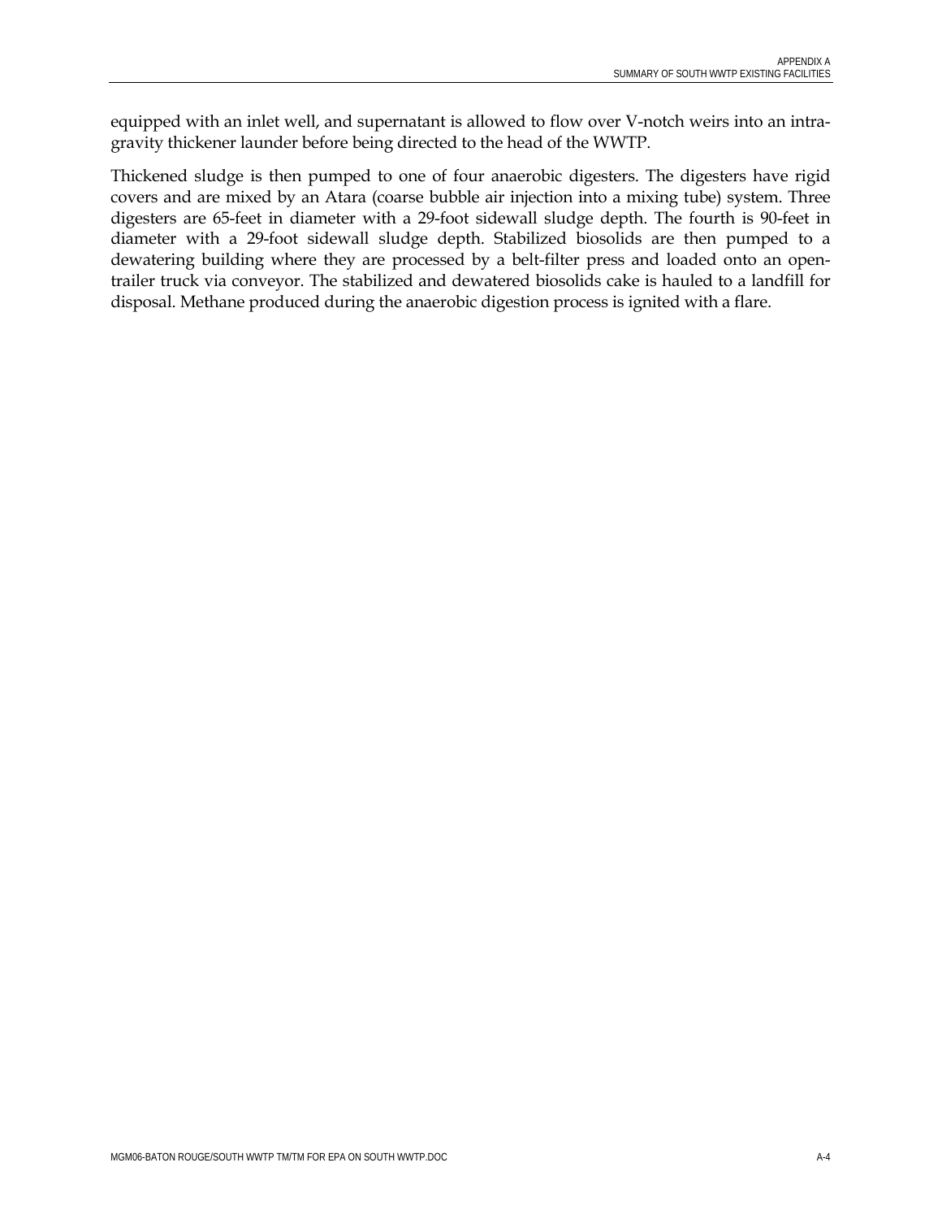equipped with an inlet well, and supernatant is allowed to flow over V-notch weirs into an intra-gravity thickener launder before being directed to the head of the WWTP.

Thickened sludge is then pumped to one of four anaerobic digesters. The digesters have rigid covers and are mixed by an Atara (coarse bubble air injection into a mixing tube) system. Three digesters are 65-feet in diameter with a 29-foot sidewall sludge depth. The fourth is 90-feet in diameter with a 29-foot sidewall sludge depth. Stabilized biosolids are then pumped to a dewatering building where they are processed by a belt-filter press and loaded onto an open-trailer truck via conveyor. The stabilized and dewatered biosolids cake is hauled to a landfill for disposal. Methane produced during the anaerobic digestion process is ignited with a flare.